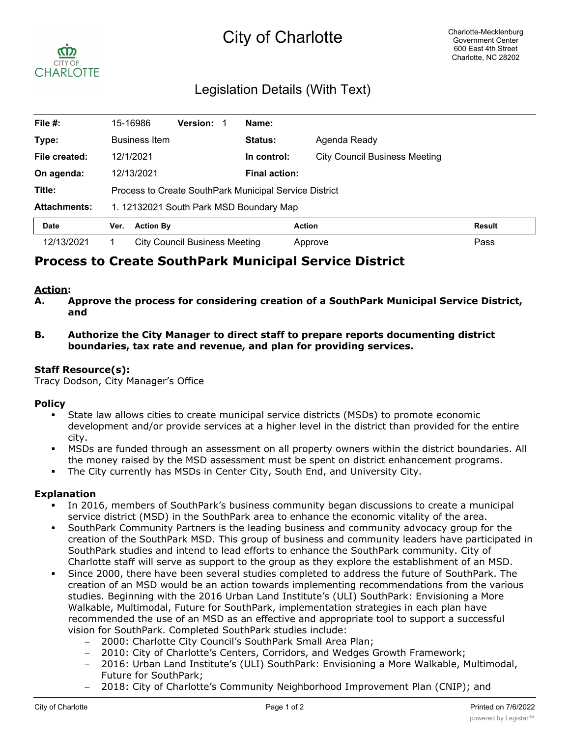# City of Charlotte

Charlotte-Mecklenburg Government Center
600 East 4th Street
Charlotte, NC 28202

## Legislation Details (With Text)

| | | | | |
|---|---|---|---|---|
| **File #:** | 15-16986 | **Version:** 1 | **Name:** | |
| **Type:** | Business Item | | **Status:** | Agenda Ready |
| **File created:** | 12/1/2021 | | **In control:** | City Council Business Meeting |
| **On agenda:** | 12/13/2021 | | **Final action:** | |
| **Title:** | Process to Create SouthPark Municipal Service District | | | |
| **Attachments:** | 1. 12132021 South Park MSD Boundary Map | | | |

| Date | Ver. | Action By | Action | Result |
|---|---|---|---|---|
| 12/13/2021 | 1 | City Council Business Meeting | Approve | Pass |

# Process to Create SouthPark Municipal Service District

**Action:**

**A. Approve the process for considering creation of a SouthPark Municipal Service District, and**

**B. Authorize the City Manager to direct staff to prepare reports documenting district boundaries, tax rate and revenue, and plan for providing services.**

**Staff Resource(s):**
Tracy Dodson, City Manager's Office

**Policy**

- State law allows cities to create municipal service districts (MSDs) to promote economic development and/or provide services at a higher level in the district than provided for the entire city.
- MSDs are funded through an assessment on all property owners within the district boundaries. All the money raised by the MSD assessment must be spent on district enhancement programs.
- The City currently has MSDs in Center City, South End, and University City.

**Explanation**

- In 2016, members of SouthPark's business community began discussions to create a municipal service district (MSD) in the SouthPark area to enhance the economic vitality of the area.
- SouthPark Community Partners is the leading business and community advocacy group for the creation of the SouthPark MSD. This group of business and community leaders have participated in SouthPark studies and intend to lead efforts to enhance the SouthPark community. City of Charlotte staff will serve as support to the group as they explore the establishment of an MSD.
- Since 2000, there have been several studies completed to address the future of SouthPark. The creation of an MSD would be an action towards implementing recommendations from the various studies. Beginning with the 2016 Urban Land Institute's (ULI) SouthPark: Envisioning a More Walkable, Multimodal, Future for SouthPark, implementation strategies in each plan have recommended the use of an MSD as an effective and appropriate tool to support a successful vision for SouthPark. Completed SouthPark studies include:
  - 2000: Charlotte City Council's SouthPark Small Area Plan;
  - 2010: City of Charlotte's Centers, Corridors, and Wedges Growth Framework;
  - 2016: Urban Land Institute's (ULI) SouthPark: Envisioning a More Walkable, Multimodal, Future for SouthPark;
  - 2018: City of Charlotte's Community Neighborhood Improvement Plan (CNIP); and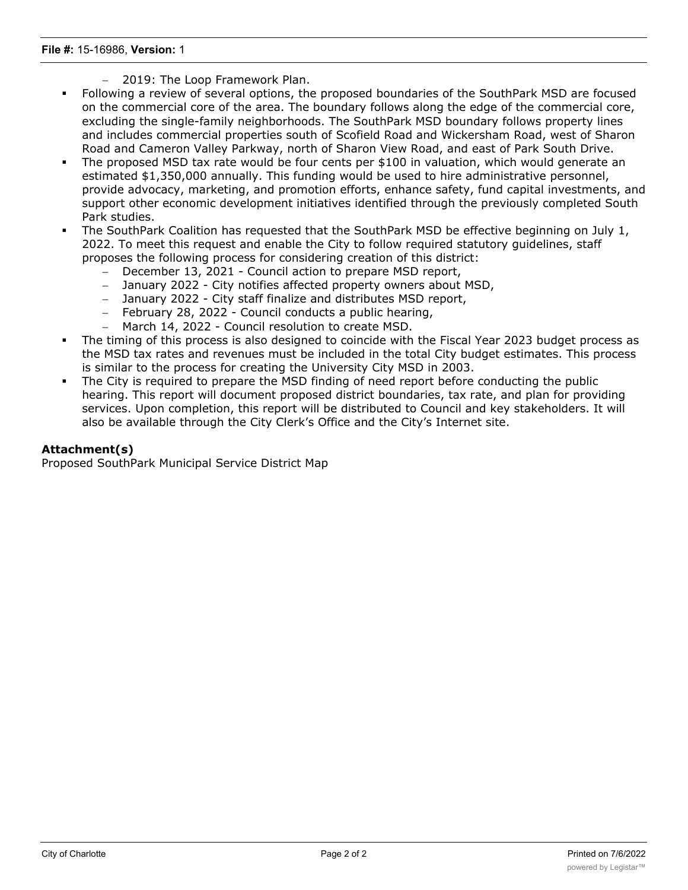- 2019: The Loop Framework Plan.
- Following a review of several options, the proposed boundaries of the SouthPark MSD are focused on the commercial core of the area. The boundary follows along the edge of the commercial core, excluding the single-family neighborhoods. The SouthPark MSD boundary follows property lines and includes commercial properties south of Scofield Road and Wickersham Road, west of Sharon Road and Cameron Valley Parkway, north of Sharon View Road, and east of Park South Drive.
- The proposed MSD tax rate would be four cents per $100 in valuation, which would generate an estimated $1,350,000 annually. This funding would be used to hire administrative personnel, provide advocacy, marketing, and promotion efforts, enhance safety, fund capital investments, and support other economic development initiatives identified through the previously completed South Park studies.
- The SouthPark Coalition has requested that the SouthPark MSD be effective beginning on July 1, 2022. To meet this request and enable the City to follow required statutory guidelines, staff proposes the following process for considering creation of this district:
   - December 13, 2021 - Council action to prepare MSD report,
   - January 2022 - City notifies affected property owners about MSD,
   - January 2022 - City staff finalize and distributes MSD report,
   - February 28, 2022 - Council conducts a public hearing,
   - March 14, 2022 - Council resolution to create MSD.
- The timing of this process is also designed to coincide with the Fiscal Year 2023 budget process as the MSD tax rates and revenues must be included in the total City budget estimates. This process is similar to the process for creating the University City MSD in 2003.
- The City is required to prepare the MSD finding of need report before conducting the public hearing. This report will document proposed district boundaries, tax rate, and plan for providing services. Upon completion, this report will be distributed to Council and key stakeholders. It will also be available through the City Clerk's Office and the City's Internet site.

**Attachment(s)**

Proposed SouthPark Municipal Service District Map